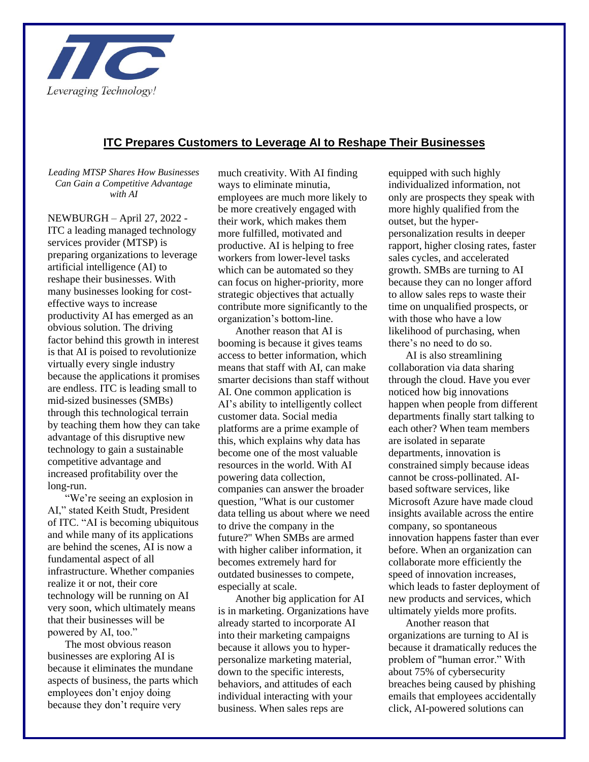Leveraging Technology!

## ITC Prepares Customers to Leverage AI to Reshape Their Businesses

*Leading MTSP Shares How Businesses Can Gain a Competitive Advantage with AI*

NEWBURGH – April 27, 2022 - ITC a leading managed technology services provider (MTSP) is preparing organizations to leverage artificial intelligence (AI) to reshape their businesses. With many businesses looking for cost-effective ways to increase productivity AI has emerged as an obvious solution. The driving factor behind this growth in interest is that AI is poised to revolutionize virtually every single industry because the applications it promises are endless. ITC is leading small to mid-sized businesses (SMBs) through this technological terrain by teaching them how they can take advantage of this disruptive new technology to gain a sustainable competitive advantage and increased profitability over the long-run.

"We're seeing an explosion in AI," stated Keith Studt, President of ITC. "AI is becoming ubiquitous and while many of its applications are behind the scenes, AI is now a fundamental aspect of all infrastructure. Whether companies realize it or not, their core technology will be running on AI very soon, which ultimately means that their businesses will be powered by AI, too."

The most obvious reason businesses are exploring AI is because it eliminates the mundane aspects of business, the parts which employees don't enjoy doing because they don't require very much creativity. With AI finding ways to eliminate minutia, employees are much more likely to be more creatively engaged with their work, which makes them more fulfilled, motivated and productive. AI is helping to free workers from lower-level tasks which can be automated so they can focus on higher-priority, more strategic objectives that actually contribute more significantly to the organization's bottom-line.

Another reason that AI is booming is because it gives teams access to better information, which means that staff with AI, can make smarter decisions than staff without AI. One common application is AI's ability to intelligently collect customer data. Social media platforms are a prime example of this, which explains why data has become one of the most valuable resources in the world. With AI powering data collection, companies can answer the broader question, "What is our customer data telling us about where we need to drive the company in the future?" When SMBs are armed with higher caliber information, it becomes extremely hard for outdated businesses to compete, especially at scale.

Another big application for AI is in marketing. Organizations have already started to incorporate AI into their marketing campaigns because it allows you to hyper-personalize marketing material, down to the specific interests, behaviors, and attitudes of each individual interacting with your business. When sales reps are equipped with such highly individualized information, not only are prospects they speak with more highly qualified from the outset, but the hyper-personalization results in deeper rapport, higher closing rates, faster sales cycles, and accelerated growth. SMBs are turning to AI because they can no longer afford to allow sales reps to waste their time on unqualified prospects, or with those who have a low likelihood of purchasing, when there's no need to do so.

AI is also streamlining collaboration via data sharing through the cloud. Have you ever noticed how big innovations happen when people from different departments finally start talking to each other? When team members are isolated in separate departments, innovation is constrained simply because ideas cannot be cross-pollinated. AI-based software services, like Microsoft Azure have made cloud insights available across the entire company, so spontaneous innovation happens faster than ever before. When an organization can collaborate more efficiently the speed of innovation increases, which leads to faster deployment of new products and services, which ultimately yields more profits.

Another reason that organizations are turning to AI is because it dramatically reduces the problem of "human error." With about 75% of cybersecurity breaches being caused by phishing emails that employees accidentally click, AI-powered solutions can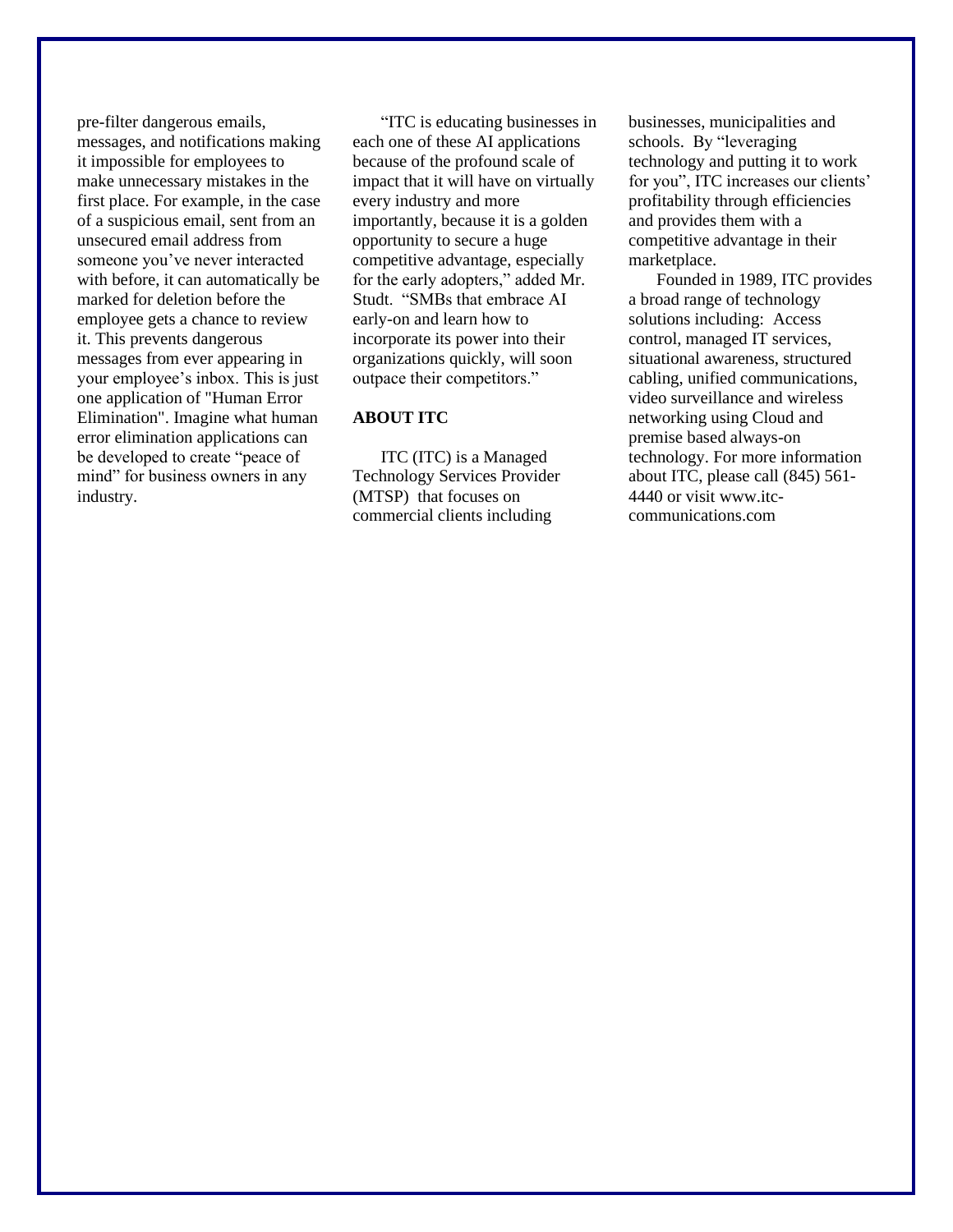pre-filter dangerous emails, messages, and notifications making it impossible for employees to make unnecessary mistakes in the first place. For example, in the case of a suspicious email, sent from an unsecured email address from someone you've never interacted with before, it can automatically be marked for deletion before the employee gets a chance to review it. This prevents dangerous messages from ever appearing in your employee's inbox. This is just one application of "Human Error Elimination". Imagine what human error elimination applications can be developed to create "peace of mind" for business owners in any industry.

"ITC is educating businesses in each one of these AI applications because of the profound scale of impact that it will have on virtually every industry and more importantly, because it is a golden opportunity to secure a huge competitive advantage, especially for the early adopters," added Mr. Studt. "SMBs that embrace AI early-on and learn how to incorporate its power into their organizations quickly, will soon outpace their competitors."

**ABOUT ITC**

ITC (ITC) is a Managed Technology Services Provider (MTSP) that focuses on commercial clients including businesses, municipalities and schools. By "leveraging technology and putting it to work for you", ITC increases our clients' profitability through efficiencies and provides them with a competitive advantage in their marketplace.

Founded in 1989, ITC provides a broad range of technology solutions including: Access control, managed IT services, situational awareness, structured cabling, unified communications, video surveillance and wireless networking using Cloud and premise based always-on technology. For more information about ITC, please call (845) 561-4440 or visit www.itc-communications.com